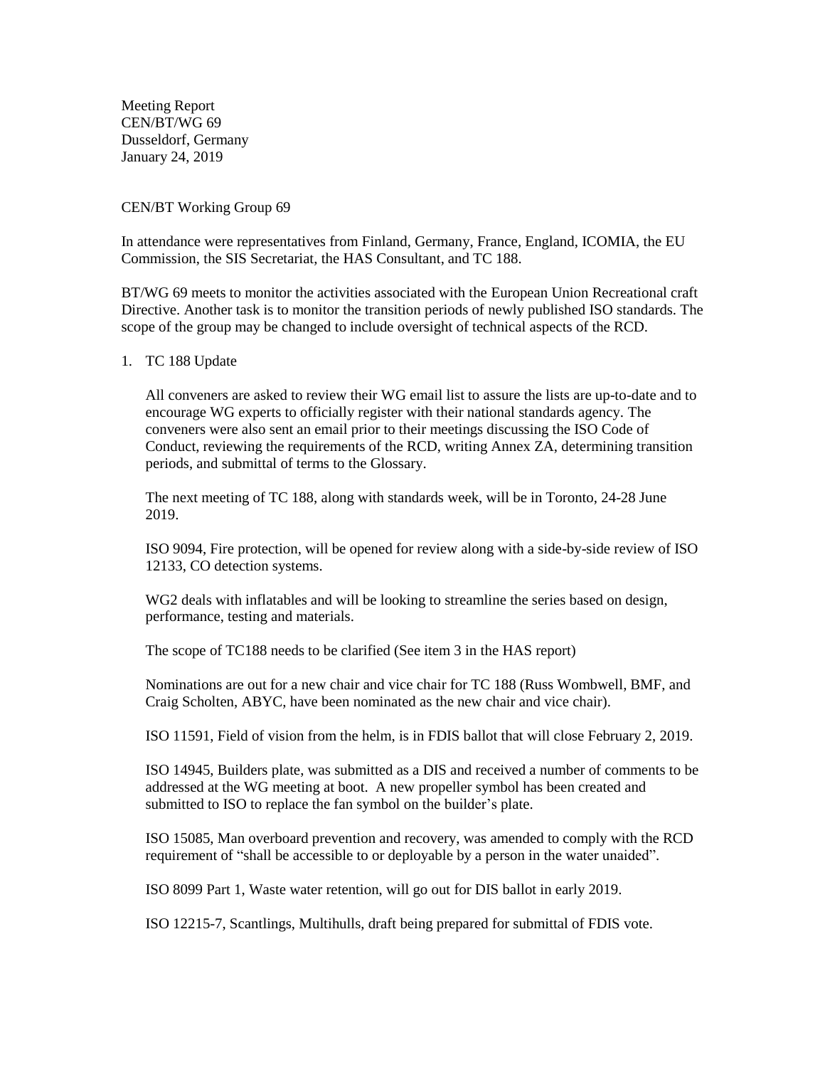Meeting Report
CEN/BT/WG 69
Dusseldorf, Germany
January 24, 2019

CEN/BT Working Group 69

In attendance were representatives from Finland, Germany, France, England, ICOMIA, the EU Commission, the SIS Secretariat, the HAS Consultant, and TC 188.

BT/WG 69 meets to monitor the activities associated with the European Union Recreational craft Directive. Another task is to monitor the transition periods of newly published ISO standards. The scope of the group may be changed to include oversight of technical aspects of the RCD.

1. TC 188 Update

   All conveners are asked to review their WG email list to assure the lists are up-to-date and to encourage WG experts to officially register with their national standards agency. The conveners were also sent an email prior to their meetings discussing the ISO Code of Conduct, reviewing the requirements of the RCD, writing Annex ZA, determining transition periods, and submittal of terms to the Glossary.

   The next meeting of TC 188, along with standards week, will be in Toronto, 24-28 June 2019.

   ISO 9094, Fire protection, will be opened for review along with a side-by-side review of ISO 12133, CO detection systems.

   WG2 deals with inflatables and will be looking to streamline the series based on design, performance, testing and materials.

   The scope of TC188 needs to be clarified (See item 3 in the HAS report)

   Nominations are out for a new chair and vice chair for TC 188 (Russ Wombwell, BMF, and Craig Scholten, ABYC, have been nominated as the new chair and vice chair).

   ISO 11591, Field of vision from the helm, is in FDIS ballot that will close February 2, 2019.

   ISO 14945, Builders plate, was submitted as a DIS and received a number of comments to be addressed at the WG meeting at boot. A new propeller symbol has been created and submitted to ISO to replace the fan symbol on the builder's plate.

   ISO 15085, Man overboard prevention and recovery, was amended to comply with the RCD requirement of "shall be accessible to or deployable by a person in the water unaided".

   ISO 8099 Part 1, Waste water retention, will go out for DIS ballot in early 2019.

   ISO 12215-7, Scantlings, Multihulls, draft being prepared for submittal of FDIS vote.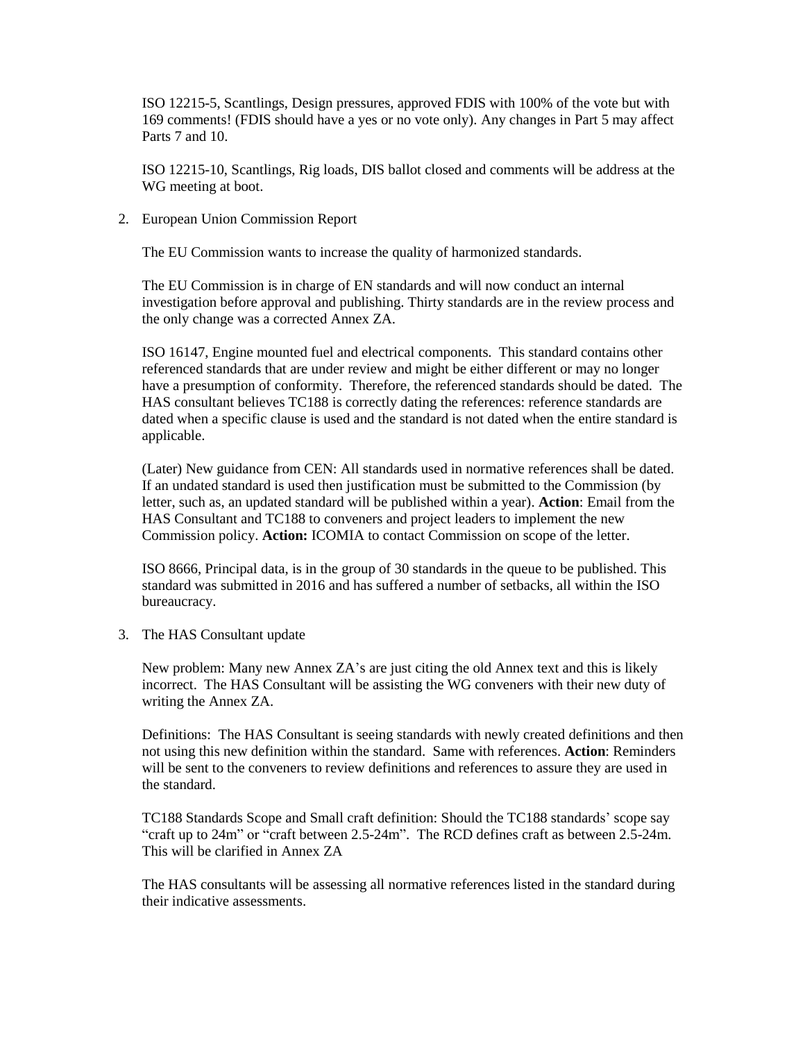ISO 12215-5, Scantlings, Design pressures, approved FDIS with 100% of the vote but with 169 comments! (FDIS should have a yes or no vote only). Any changes in Part 5 may affect Parts 7 and 10.

ISO 12215-10, Scantlings, Rig loads, DIS ballot closed and comments will be address at the WG meeting at boot.

2. European Union Commission Report

   The EU Commission wants to increase the quality of harmonized standards.

   The EU Commission is in charge of EN standards and will now conduct an internal investigation before approval and publishing. Thirty standards are in the review process and the only change was a corrected Annex ZA.

   ISO 16147, Engine mounted fuel and electrical components. This standard contains other referenced standards that are under review and might be either different or may no longer have a presumption of conformity. Therefore, the referenced standards should be dated. The HAS consultant believes TC188 is correctly dating the references: reference standards are dated when a specific clause is used and the standard is not dated when the entire standard is applicable.

   (Later) New guidance from CEN: All standards used in normative references shall be dated. If an undated standard is used then justification must be submitted to the Commission (by letter, such as, an updated standard will be published within a year). **Action**: Email from the HAS Consultant and TC188 to conveners and project leaders to implement the new Commission policy. **Action:** ICOMIA to contact Commission on scope of the letter.

   ISO 8666, Principal data, is in the group of 30 standards in the queue to be published. This standard was submitted in 2016 and has suffered a number of setbacks, all within the ISO bureaucracy.

3. The HAS Consultant update

   New problem: Many new Annex ZA's are just citing the old Annex text and this is likely incorrect. The HAS Consultant will be assisting the WG conveners with their new duty of writing the Annex ZA.

   Definitions: The HAS Consultant is seeing standards with newly created definitions and then not using this new definition within the standard. Same with references. **Action**: Reminders will be sent to the conveners to review definitions and references to assure they are used in the standard.

   TC188 Standards Scope and Small craft definition: Should the TC188 standards' scope say "craft up to 24m" or "craft between 2.5-24m". The RCD defines craft as between 2.5-24m. This will be clarified in Annex ZA

   The HAS consultants will be assessing all normative references listed in the standard during their indicative assessments.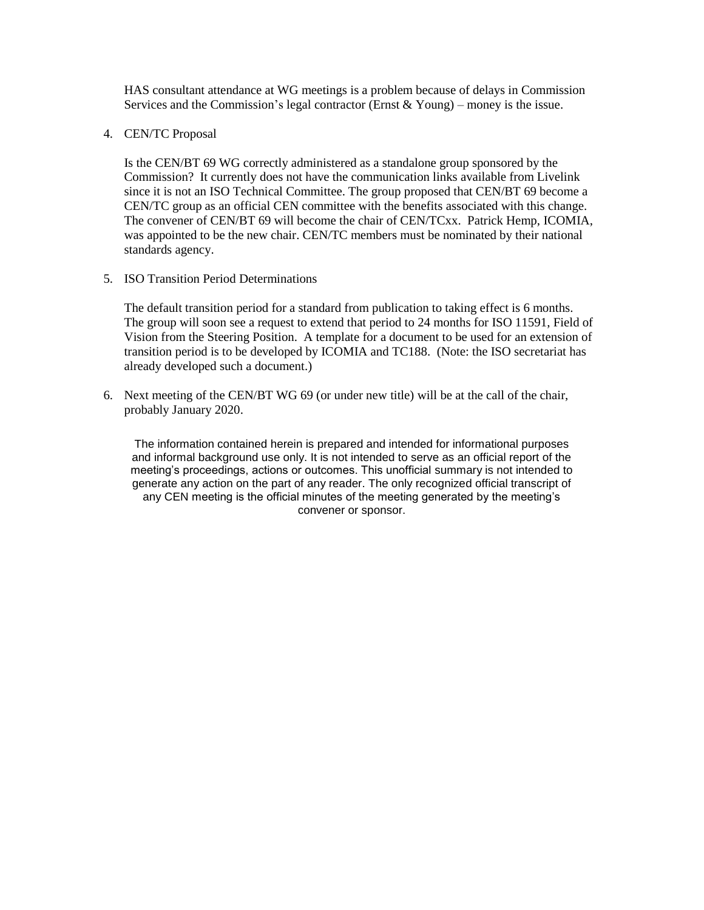HAS consultant attendance at WG meetings is a problem because of delays in Commission Services and the Commission's legal contractor (Ernst & Young) – money is the issue.

4. CEN/TC Proposal

   Is the CEN/BT 69 WG correctly administered as a standalone group sponsored by the Commission? It currently does not have the communication links available from Livelink since it is not an ISO Technical Committee. The group proposed that CEN/BT 69 become a CEN/TC group as an official CEN committee with the benefits associated with this change. The convener of CEN/BT 69 will become the chair of CEN/TCxx. Patrick Hemp, ICOMIA, was appointed to be the new chair. CEN/TC members must be nominated by their national standards agency.

5. ISO Transition Period Determinations

   The default transition period for a standard from publication to taking effect is 6 months. The group will soon see a request to extend that period to 24 months for ISO 11591, Field of Vision from the Steering Position. A template for a document to be used for an extension of transition period is to be developed by ICOMIA and TC188. (Note: the ISO secretariat has already developed such a document.)

6. Next meeting of the CEN/BT WG 69 (or under new title) will be at the call of the chair, probably January 2020.

The information contained herein is prepared and intended for informational purposes and informal background use only. It is not intended to serve as an official report of the meeting's proceedings, actions or outcomes. This unofficial summary is not intended to generate any action on the part of any reader. The only recognized official transcript of any CEN meeting is the official minutes of the meeting generated by the meeting's convener or sponsor.